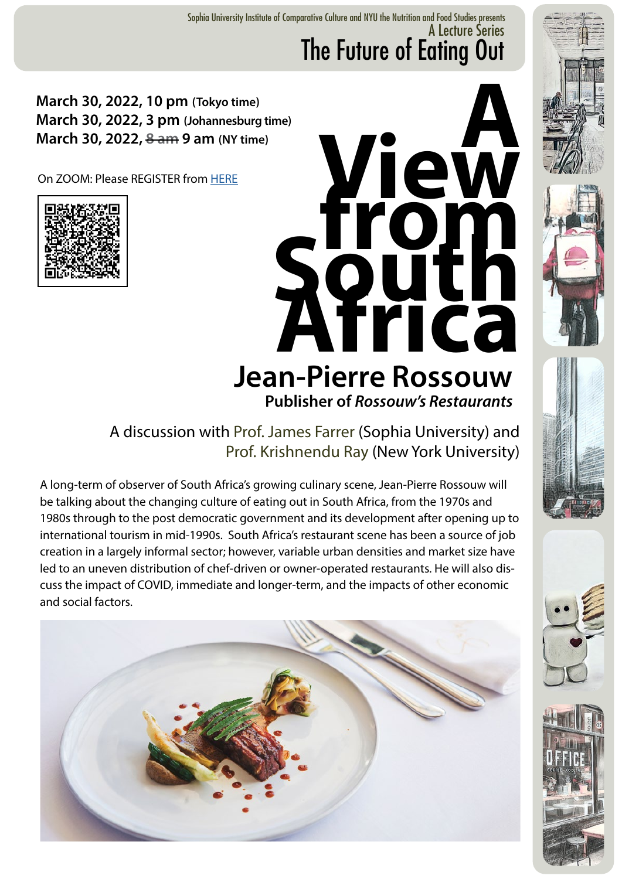Sophia University Institute of Comparative Culture and NYU the Nutrition and Food Studies presents

A Lecture Series

# The Future of Eating Out

**March 30, 2022, 10 pm** **(Tokyo time)**
**March 30, 2022, 3 pm** **(Johannesburg time)**
**March 30, 2022, ~~8 am~~ 9 am** **(NY time)**

On ZOOM: Please REGISTER from [HERE]

# A View from South Africa

## Jean-Pierre Rossouw

**Publisher of *Rossouw's Restaurants***

A discussion with Prof. James Farrer (Sophia University) and Prof. Krishnendu Ray (New York University)

A long-term of observer of South Africa's growing culinary scene, Jean-Pierre Rossouw will be talking about the changing culture of eating out in South Africa, from the 1970s and 1980s through to the post democratic government and its development after opening up to international tourism in mid-1990s. South Africa's restaurant scene has been a source of job creation in a largely informal sector; however, variable urban densities and market size have led to an uneven distribution of chef-driven or owner-operated restaurants. He will also discuss the impact of COVID, immediate and longer-term, and the impacts of other economic and social factors.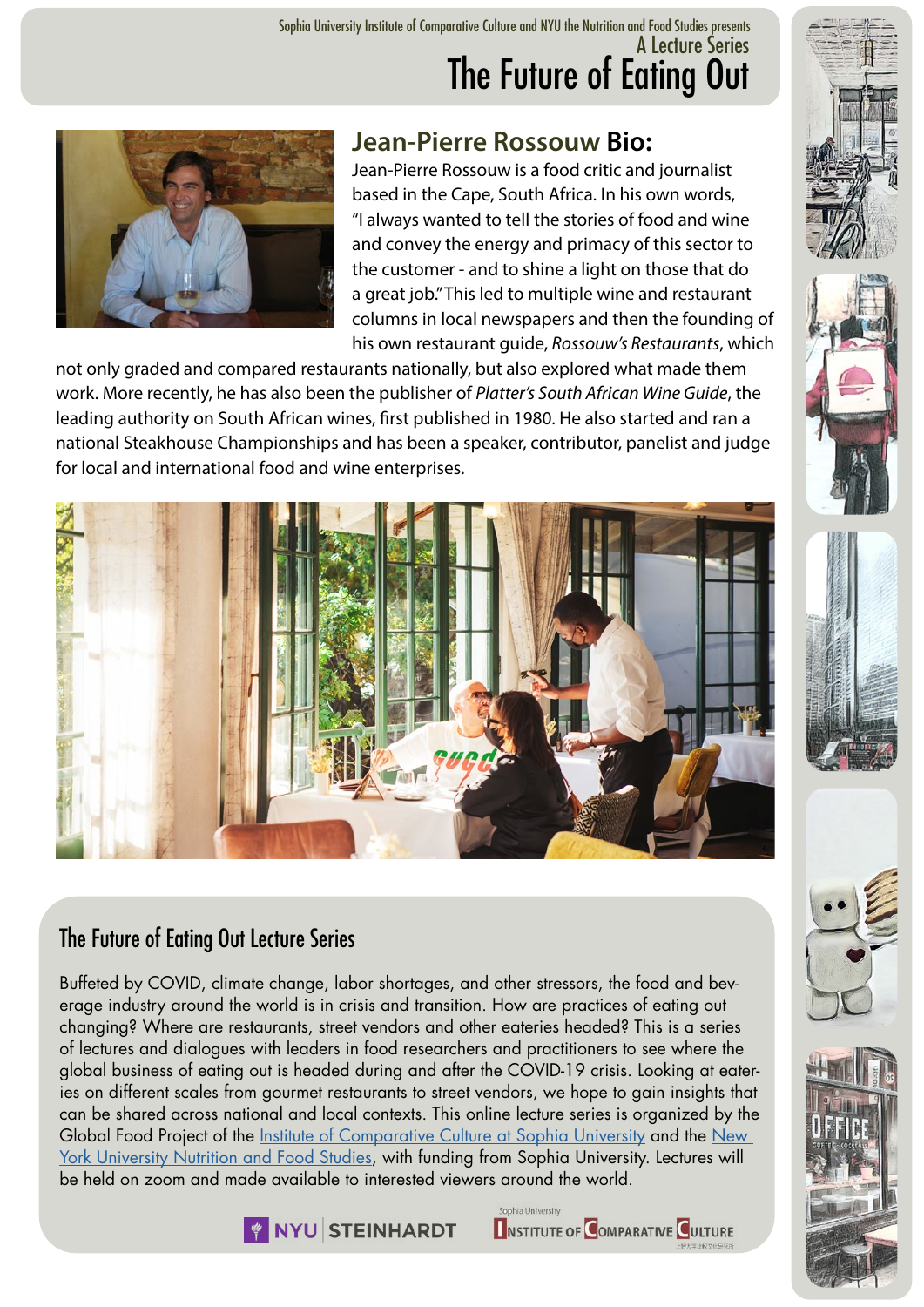Sophia University Institute of Comparative Culture and NYU the Nutrition and Food Studies presents

A Lecture Series

# The Future of Eating Out

## Jean-Pierre Rossouw Bio:

Jean-Pierre Rossouw is a food critic and journalist based in the Cape, South Africa. In his own words, "I always wanted to tell the stories of food and wine and convey the energy and primacy of this sector to the customer - and to shine a light on those that do a great job." This led to multiple wine and restaurant columns in local newspapers and then the founding of his own restaurant guide, *Rossouw's Restaurants*, which not only graded and compared restaurants nationally, but also explored what made them work. More recently, he has also been the publisher of *Platter's South African Wine Guide*, the leading authority on South African wines, first published in 1980. He also started and ran a national Steakhouse Championships and has been a speaker, contributor, panelist and judge for local and international food and wine enterprises.

## The Future of Eating Out Lecture Series

Buffeted by COVID, climate change, labor shortages, and other stressors, the food and beverage industry around the world is in crisis and transition. How are practices of eating out changing? Where are restaurants, street vendors and other eateries headed? This is a series of lectures and dialogues with leaders in food researchers and practitioners to see where the global business of eating out is headed during and after the COVID-19 crisis. Looking at eateries on different scales from gourmet restaurants to street vendors, we hope to gain insights that can be shared across national and local contexts. This online lecture series is organized by the Global Food Project of the Institute of Comparative Culture at Sophia University and the New York University Nutrition and Food Studies, with funding from Sophia University. Lectures will be held on zoom and made available to interested viewers around the world.

NYU STEINHARDT

Sophia University INSTITUTE OF COMPARATIVE CULTURE